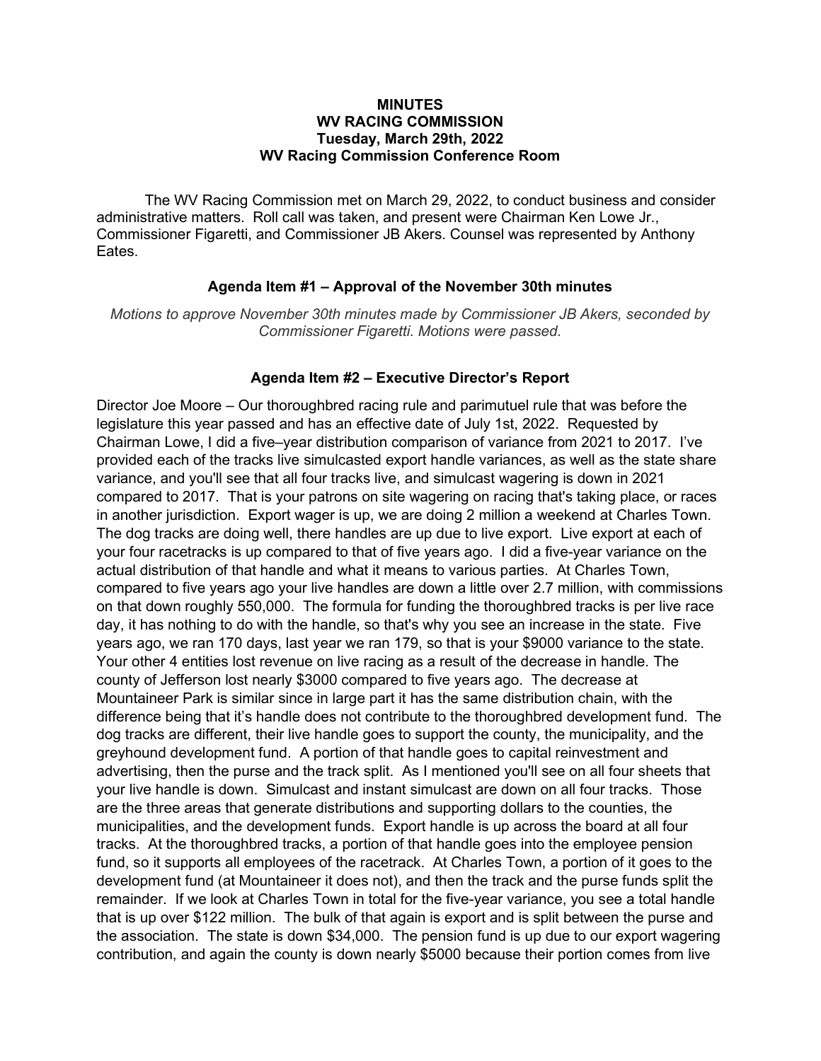**MINUTES**
**WV RACING COMMISSION**
**Tuesday, March 29th, 2022**
**WV Racing Commission Conference Room**

The WV Racing Commission met on March 29, 2022, to conduct business and consider administrative matters. Roll call was taken, and present were Chairman Ken Lowe Jr., Commissioner Figaretti, and Commissioner JB Akers. Counsel was represented by Anthony Eates.

**Agenda Item #1 – Approval of the November 30th minutes**

*Motions to approve November 30th minutes made by Commissioner JB Akers, seconded by Commissioner Figaretti. Motions were passed.*

**Agenda Item #2 – Executive Director's Report**

Director Joe Moore – Our thoroughbred racing rule and parimutuel rule that was before the legislature this year passed and has an effective date of July 1st, 2022. Requested by Chairman Lowe, I did a five–year distribution comparison of variance from 2021 to 2017. I've provided each of the tracks live simulcasted export handle variances, as well as the state share variance, and you'll see that all four tracks live, and simulcast wagering is down in 2021 compared to 2017. That is your patrons on site wagering on racing that's taking place, or races in another jurisdiction. Export wager is up, we are doing 2 million a weekend at Charles Town. The dog tracks are doing well, there handles are up due to live export. Live export at each of your four racetracks is up compared to that of five years ago. I did a five-year variance on the actual distribution of that handle and what it means to various parties. At Charles Town, compared to five years ago your live handles are down a little over 2.7 million, with commissions on that down roughly 550,000. The formula for funding the thoroughbred tracks is per live race day, it has nothing to do with the handle, so that's why you see an increase in the state. Five years ago, we ran 170 days, last year we ran 179, so that is your $9000 variance to the state. Your other 4 entities lost revenue on live racing as a result of the decrease in handle. The county of Jefferson lost nearly $3000 compared to five years ago. The decrease at Mountaineer Park is similar since in large part it has the same distribution chain, with the difference being that it's handle does not contribute to the thoroughbred development fund. The dog tracks are different, their live handle goes to support the county, the municipality, and the greyhound development fund. A portion of that handle goes to capital reinvestment and advertising, then the purse and the track split. As I mentioned you'll see on all four sheets that your live handle is down. Simulcast and instant simulcast are down on all four tracks. Those are the three areas that generate distributions and supporting dollars to the counties, the municipalities, and the development funds. Export handle is up across the board at all four tracks. At the thoroughbred tracks, a portion of that handle goes into the employee pension fund, so it supports all employees of the racetrack. At Charles Town, a portion of it goes to the development fund (at Mountaineer it does not), and then the track and the purse funds split the remainder. If we look at Charles Town in total for the five-year variance, you see a total handle that is up over $122 million. The bulk of that again is export and is split between the purse and the association. The state is down $34,000. The pension fund is up due to our export wagering contribution, and again the county is down nearly $5000 because their portion comes from live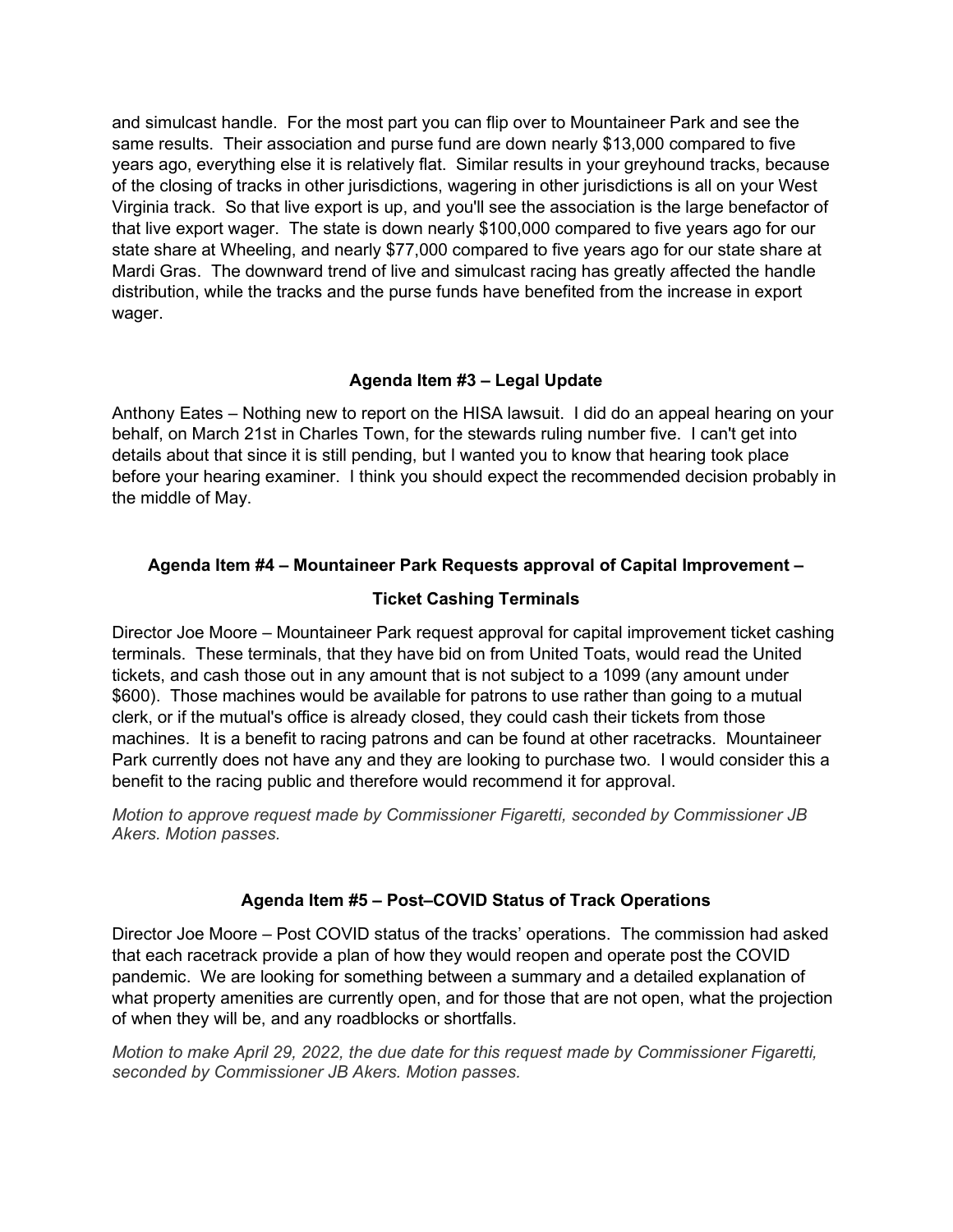and simulcast handle. For the most part you can flip over to Mountaineer Park and see the same results. Their association and purse fund are down nearly $13,000 compared to five years ago, everything else it is relatively flat. Similar results in your greyhound tracks, because of the closing of tracks in other jurisdictions, wagering in other jurisdictions is all on your West Virginia track. So that live export is up, and you'll see the association is the large benefactor of that live export wager. The state is down nearly $100,000 compared to five years ago for our state share at Wheeling, and nearly $77,000 compared to five years ago for our state share at Mardi Gras. The downward trend of live and simulcast racing has greatly affected the handle distribution, while the tracks and the purse funds have benefited from the increase in export wager.

### Agenda Item #3 – Legal Update

Anthony Eates – Nothing new to report on the HISA lawsuit. I did do an appeal hearing on your behalf, on March 21st in Charles Town, for the stewards ruling number five. I can't get into details about that since it is still pending, but I wanted you to know that hearing took place before your hearing examiner. I think you should expect the recommended decision probably in the middle of May.

### Agenda Item #4 – Mountaineer Park Requests approval of Capital Improvement – Ticket Cashing Terminals

Director Joe Moore – Mountaineer Park request approval for capital improvement ticket cashing terminals. These terminals, that they have bid on from United Toats, would read the United tickets, and cash those out in any amount that is not subject to a 1099 (any amount under $600). Those machines would be available for patrons to use rather than going to a mutual clerk, or if the mutual's office is already closed, they could cash their tickets from those machines. It is a benefit to racing patrons and can be found at other racetracks. Mountaineer Park currently does not have any and they are looking to purchase two. I would consider this a benefit to the racing public and therefore would recommend it for approval.

*Motion to approve request made by Commissioner Figaretti, seconded by Commissioner JB Akers. Motion passes.*

### Agenda Item #5 – Post–COVID Status of Track Operations

Director Joe Moore – Post COVID status of the tracks' operations. The commission had asked that each racetrack provide a plan of how they would reopen and operate post the COVID pandemic. We are looking for something between a summary and a detailed explanation of what property amenities are currently open, and for those that are not open, what the projection of when they will be, and any roadblocks or shortfalls.

*Motion to make April 29, 2022, the due date for this request made by Commissioner Figaretti, seconded by Commissioner JB Akers. Motion passes.*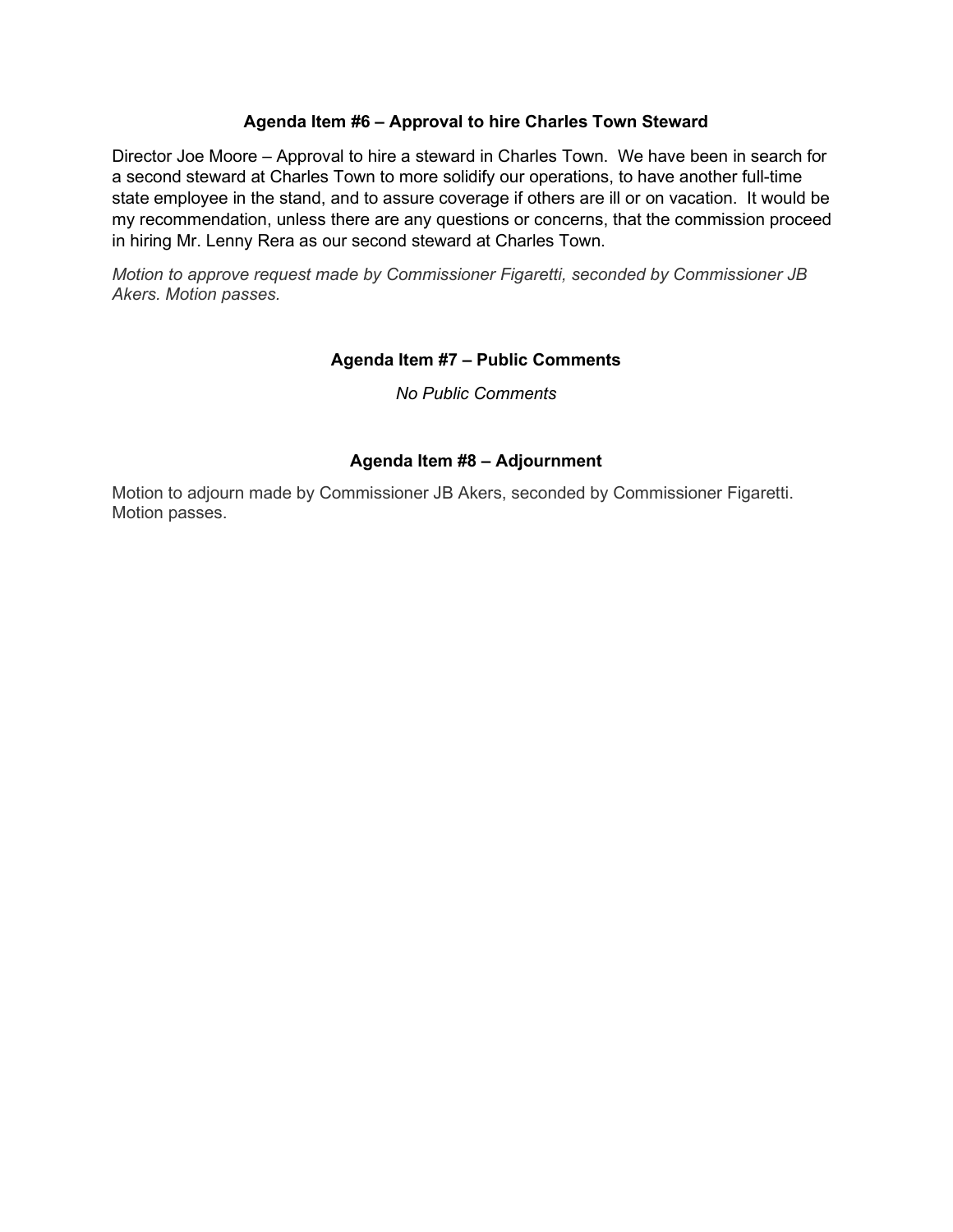### Agenda Item #6 – Approval to hire Charles Town Steward

Director Joe Moore – Approval to hire a steward in Charles Town. We have been in search for a second steward at Charles Town to more solidify our operations, to have another full-time state employee in the stand, and to assure coverage if others are ill or on vacation. It would be my recommendation, unless there are any questions or concerns, that the commission proceed in hiring Mr. Lenny Rera as our second steward at Charles Town.

*Motion to approve request made by Commissioner Figaretti, seconded by Commissioner JB Akers. Motion passes.*

### Agenda Item #7 – Public Comments

*No Public Comments*

### Agenda Item #8 – Adjournment

Motion to adjourn made by Commissioner JB Akers, seconded by Commissioner Figaretti. Motion passes.